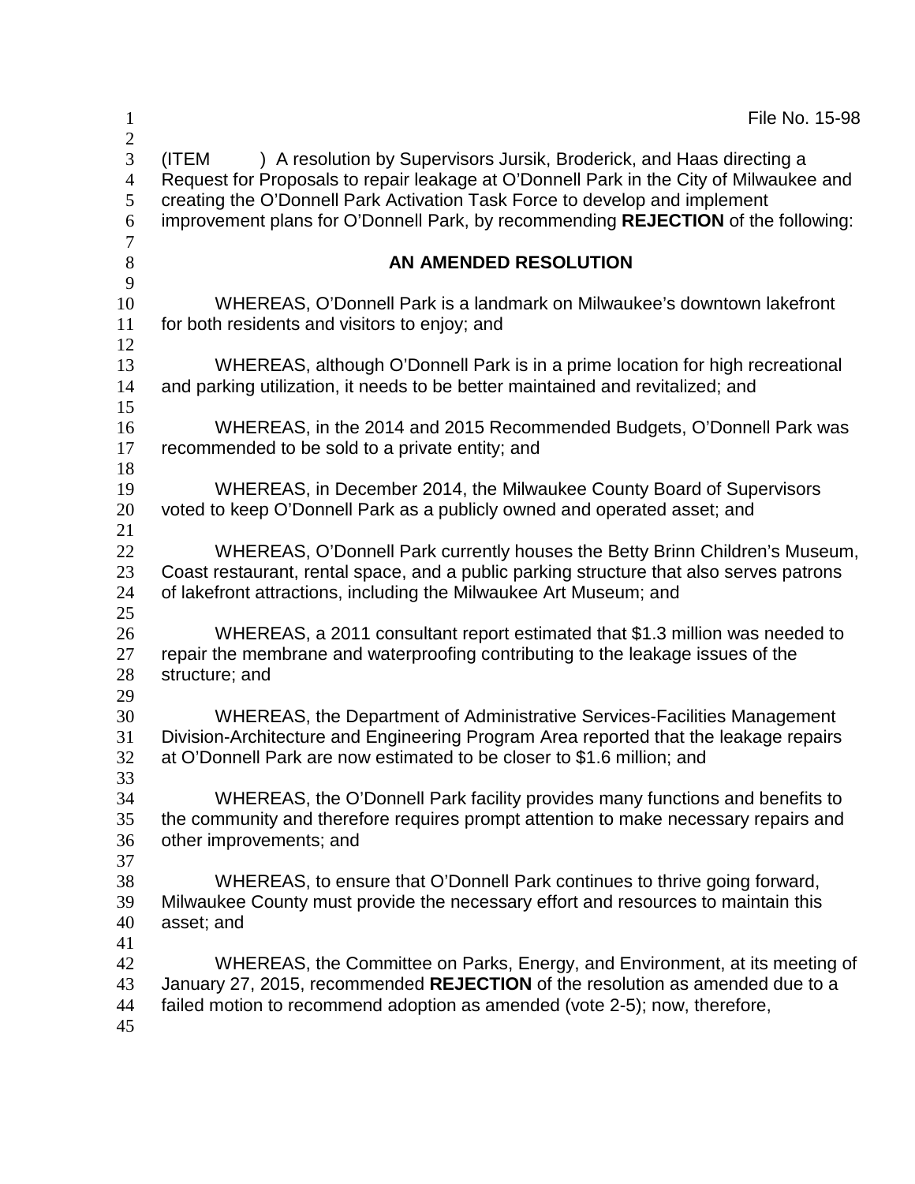File No. 15-98

(ITEM ) A resolution by Supervisors Jursik, Broderick, and Haas directing a Request for Proposals to repair leakage at O'Donnell Park in the City of Milwaukee and creating the O'Donnell Park Activation Task Force to develop and implement improvement plans for O'Donnell Park, by recommending **REJECTION** of the following:

## AN AMENDED RESOLUTION

WHEREAS, O'Donnell Park is a landmark on Milwaukee's downtown lakefront for both residents and visitors to enjoy; and

WHEREAS, although O'Donnell Park is in a prime location for high recreational and parking utilization, it needs to be better maintained and revitalized; and

WHEREAS, in the 2014 and 2015 Recommended Budgets, O'Donnell Park was recommended to be sold to a private entity; and

WHEREAS, in December 2014, the Milwaukee County Board of Supervisors voted to keep O'Donnell Park as a publicly owned and operated asset; and

WHEREAS, O'Donnell Park currently houses the Betty Brinn Children's Museum, Coast restaurant, rental space, and a public parking structure that also serves patrons of lakefront attractions, including the Milwaukee Art Museum; and

WHEREAS, a 2011 consultant report estimated that $1.3 million was needed to repair the membrane and waterproofing contributing to the leakage issues of the structure; and

WHEREAS, the Department of Administrative Services-Facilities Management Division-Architecture and Engineering Program Area reported that the leakage repairs at O'Donnell Park are now estimated to be closer to $1.6 million; and

WHEREAS, the O'Donnell Park facility provides many functions and benefits to the community and therefore requires prompt attention to make necessary repairs and other improvements; and

WHEREAS, to ensure that O'Donnell Park continues to thrive going forward, Milwaukee County must provide the necessary effort and resources to maintain this asset; and

WHEREAS, the Committee on Parks, Energy, and Environment, at its meeting of January 27, 2015, recommended **REJECTION** of the resolution as amended due to a failed motion to recommend adoption as amended (vote 2-5); now, therefore,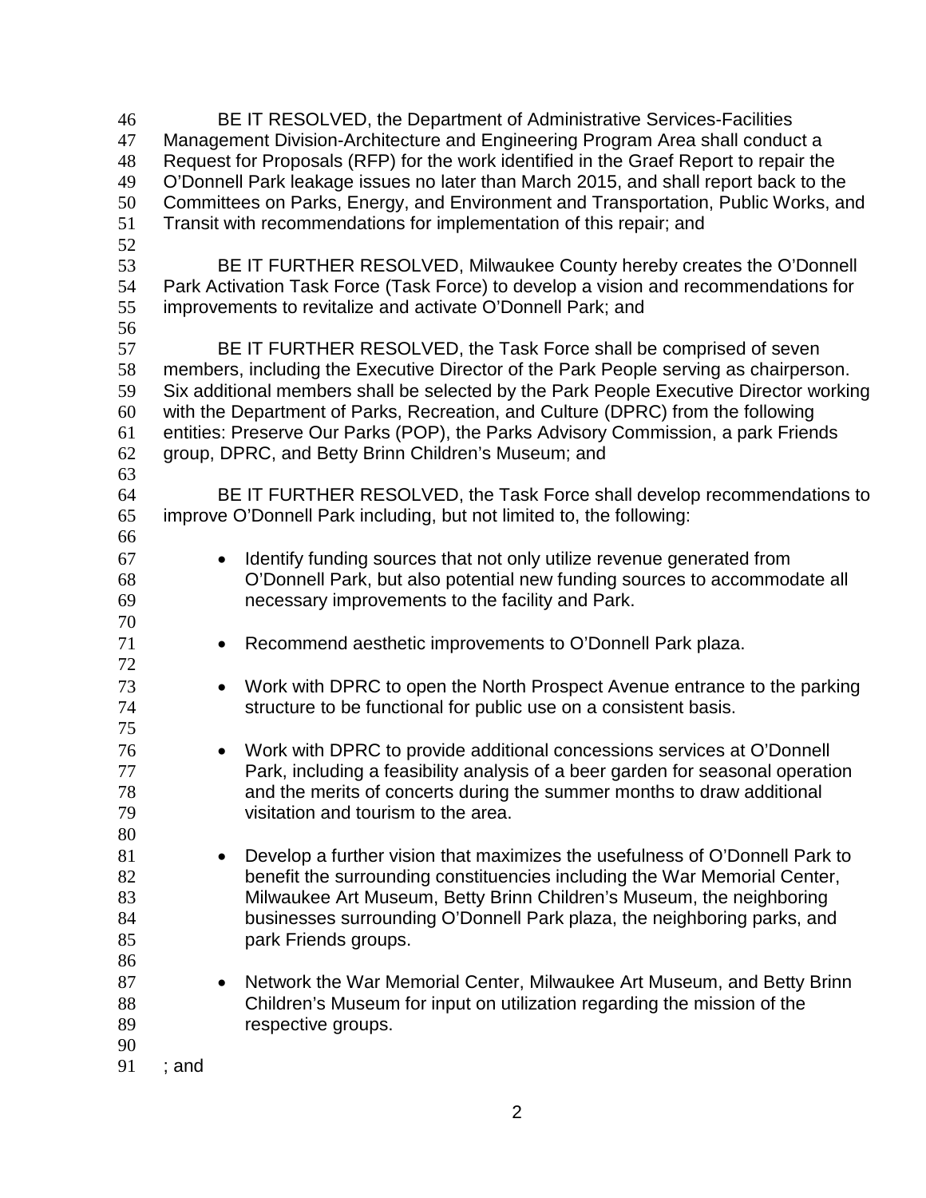BE IT RESOLVED, the Department of Administrative Services-Facilities Management Division-Architecture and Engineering Program Area shall conduct a Request for Proposals (RFP) for the work identified in the Graef Report to repair the O'Donnell Park leakage issues no later than March 2015, and shall report back to the Committees on Parks, Energy, and Environment and Transportation, Public Works, and Transit with recommendations for implementation of this repair; and

BE IT FURTHER RESOLVED, Milwaukee County hereby creates the O'Donnell Park Activation Task Force (Task Force) to develop a vision and recommendations for improvements to revitalize and activate O'Donnell Park; and

BE IT FURTHER RESOLVED, the Task Force shall be comprised of seven members, including the Executive Director of the Park People serving as chairperson. Six additional members shall be selected by the Park People Executive Director working with the Department of Parks, Recreation, and Culture (DPRC) from the following entities: Preserve Our Parks (POP), the Parks Advisory Commission, a park Friends group, DPRC, and Betty Brinn Children's Museum; and

BE IT FURTHER RESOLVED, the Task Force shall develop recommendations to improve O'Donnell Park including, but not limited to, the following:

- Identify funding sources that not only utilize revenue generated from O'Donnell Park, but also potential new funding sources to accommodate all necessary improvements to the facility and Park.

- Recommend aesthetic improvements to O'Donnell Park plaza.

- Work with DPRC to open the North Prospect Avenue entrance to the parking structure to be functional for public use on a consistent basis.

- Work with DPRC to provide additional concessions services at O'Donnell Park, including a feasibility analysis of a beer garden for seasonal operation and the merits of concerts during the summer months to draw additional visitation and tourism to the area.

- Develop a further vision that maximizes the usefulness of O'Donnell Park to benefit the surrounding constituencies including the War Memorial Center, Milwaukee Art Museum, Betty Brinn Children's Museum, the neighboring businesses surrounding O'Donnell Park plaza, the neighboring parks, and park Friends groups.

- Network the War Memorial Center, Milwaukee Art Museum, and Betty Brinn Children's Museum for input on utilization regarding the mission of the respective groups.

; and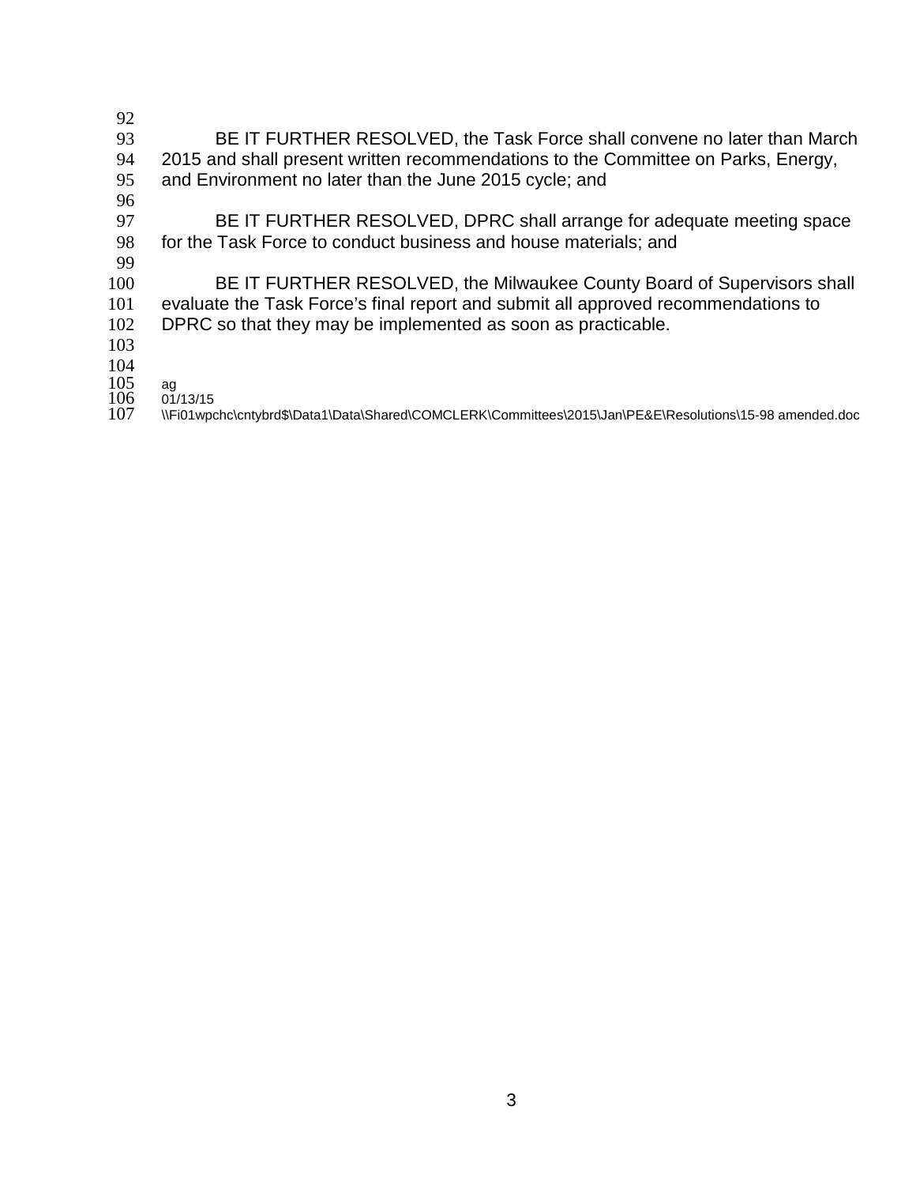BE IT FURTHER RESOLVED, the Task Force shall convene no later than March 2015 and shall present written recommendations to the Committee on Parks, Energy, and Environment no later than the June 2015 cycle; and

BE IT FURTHER RESOLVED, DPRC shall arrange for adequate meeting space for the Task Force to conduct business and house materials; and

BE IT FURTHER RESOLVED, the Milwaukee County Board of Supervisors shall evaluate the Task Force's final report and submit all approved recommendations to DPRC so that they may be implemented as soon as practicable.

ag
01/13/15
\\Fi01wpchc\cntybrd$\Data1\Data\Shared\COMCLERK\Committees\2015\Jan\PE&E\Resolutions\15-98 amended.doc